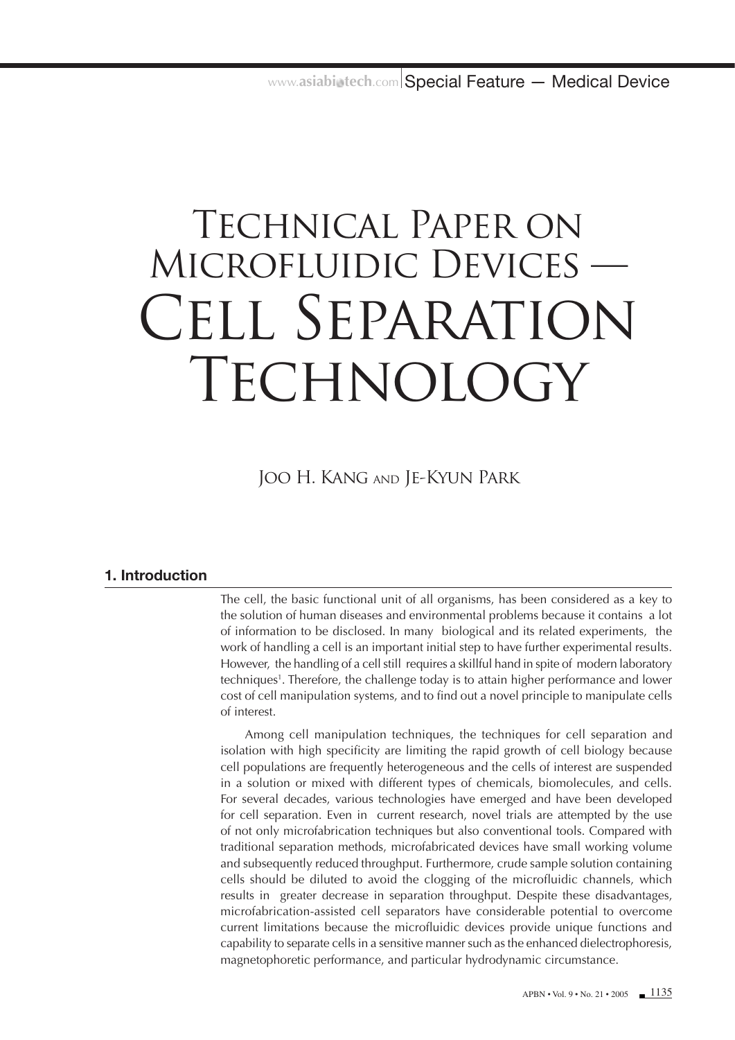# Technical Paper on Microfluidic Devices — Cell Separation Technology

Joo H. Kang and Je-Kyun Park

## 1. Introduction

The cell, the basic functional unit of all organisms, has been considered as a key to the solution of human diseases and environmental problems because it contains a lot of information to be disclosed. In many biological and its related experiments, the work of handling a cell is an important initial step to have further experimental results. However, the handling of a cell still requires a skillful hand in spite of modern laboratory techniques[1]. Therefore, the challenge today is to attain higher performance and lower cost of cell manipulation systems, and to find out a novel principle to manipulate cells of interest.

Among cell manipulation techniques, the techniques for cell separation and isolation with high specificity are limiting the rapid growth of cell biology because cell populations are frequently heterogeneous and the cells of interest are suspended in a solution or mixed with different types of chemicals, biomolecules, and cells. For several decades, various technologies have emerged and have been developed for cell separation. Even in current research, novel trials are attempted by the use of not only microfabrication techniques but also conventional tools. Compared with traditional separation methods, microfabricated devices have small working volume and subsequently reduced throughput. Furthermore, crude sample solution containing cells should be diluted to avoid the clogging of the microfluidic channels, which results in greater decrease in separation throughput. Despite these disadvantages, microfabrication-assisted cell separators have considerable potential to overcome current limitations because the microfluidic devices provide unique functions and capability to separate cells in a sensitive manner such as the enhanced dielectrophoresis, magnetophoretic performance, and particular hydrodynamic circumstance.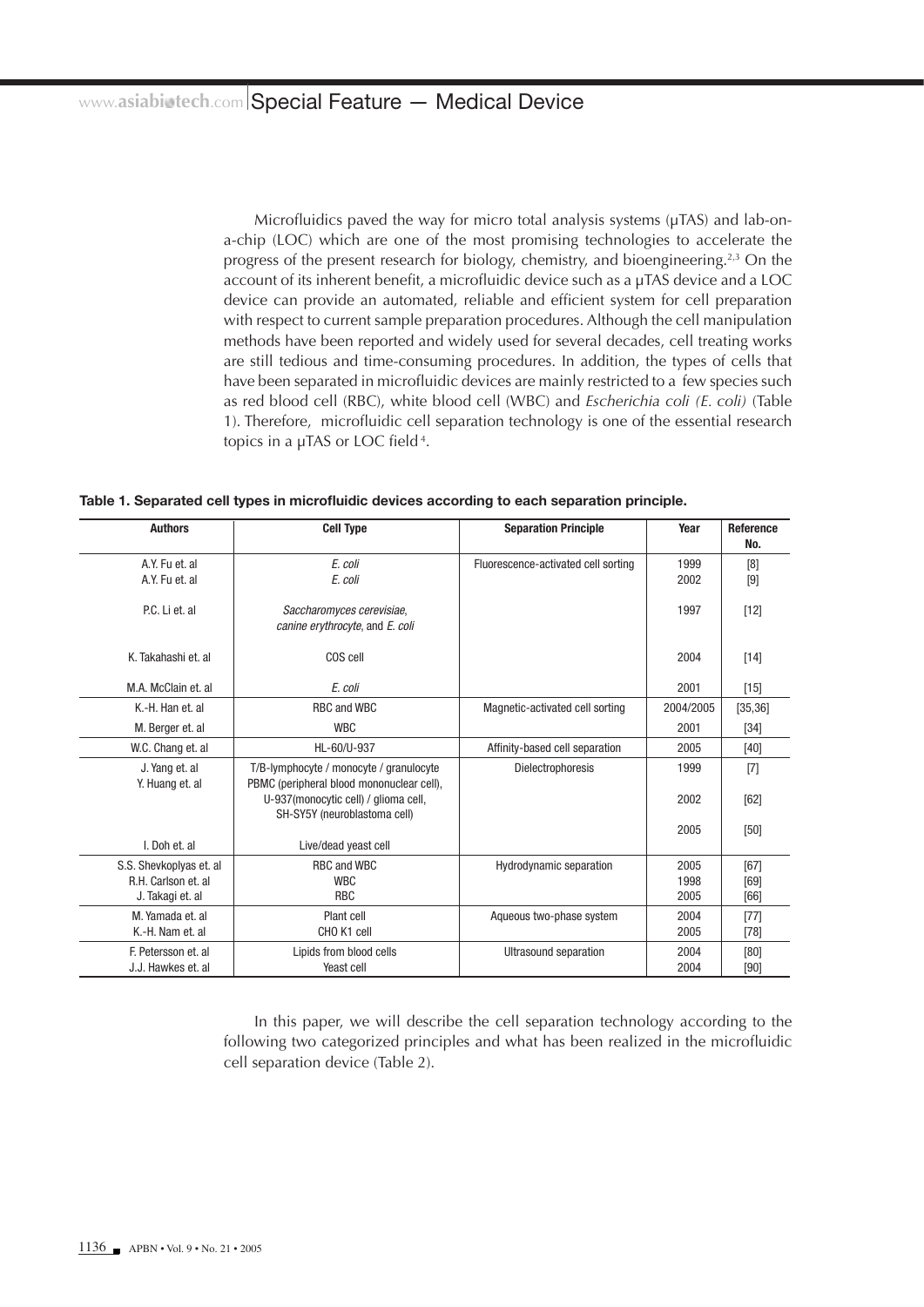Microfluidics paved the way for micro total analysis systems (μTAS) and lab-on-a-chip (LOC) which are one of the most promising technologies to accelerate the progress of the present research for biology, chemistry, and bioengineering.[2,3] On the account of its inherent benefit, a microfluidic device such as a μTAS device and a LOC device can provide an automated, reliable and efficient system for cell preparation with respect to current sample preparation procedures. Although the cell manipulation methods have been reported and widely used for several decades, cell treating works are still tedious and time-consuming procedures. In addition, the types of cells that have been separated in microfluidic devices are mainly restricted to a few species such as red blood cell (RBC), white blood cell (WBC) and *Escherichia coli (E. coli)* (Table 1). Therefore, microfluidic cell separation technology is one of the essential research topics in a μTAS or LOC field[4].

**Table 1. Separated cell types in microfluidic devices according to each separation principle.**

| Authors | Cell Type | Separation Principle | Year | Reference No. |
|---|---|---|---|---|
| A.Y. Fu et. al | *E. coli* | Fluorescence-activated cell sorting | 1999 | [8] |
| A.Y. Fu et. al | *E. coli* | | 2002 | [9] |
| P.C. Li et. al | *Saccharomyces cerevisiae, canine erythrocyte*, and *E. coli* | | 1997 | [12] |
| K. Takahashi et. al | COS cell | | 2004 | [14] |
| M.A. McClain et. al | *E. coli* | | 2001 | [15] |
| K.-H. Han et. al | RBC and WBC | Magnetic-activated cell sorting | 2004/2005 | [35,36] |
| M. Berger et. al | WBC | | 2001 | [34] |
| W.C. Chang et. al | HL-60/U-937 | Affinity-based cell separation | 2005 | [40] |
| J. Yang et. al | T/B-lymphocyte / monocyte / granulocyte | Dielectrophoresis | 1999 | [7] |
| Y. Huang et. al | PBMC (peripheral blood mononuclear cell), U-937(monocytic cell) / glioma cell, SH-SY5Y (neuroblastoma cell) | | 2002 | [62] |
| | | | 2005 | [50] |
| I. Doh et. al | Live/dead yeast cell | | | |
| S.S. Shevkoplyas et. al | RBC and WBC | Hydrodynamic separation | 2005 | [67] |
| R.H. Carlson et. al | WBC | | 1998 | [69] |
| J. Takagi et. al | RBC | | 2005 | [66] |
| M. Yamada et. al | Plant cell | Aqueous two-phase system | 2004 | [77] |
| K.-H. Nam et. al | CHO K1 cell | | 2005 | [78] |
| F. Petersson et. al | Lipids from blood cells | Ultrasound separation | 2004 | [80] |
| J.J. Hawkes et. al | Yeast cell | | 2004 | [90] |

In this paper, we will describe the cell separation technology according to the following two categorized principles and what has been realized in the microfluidic cell separation device (Table 2).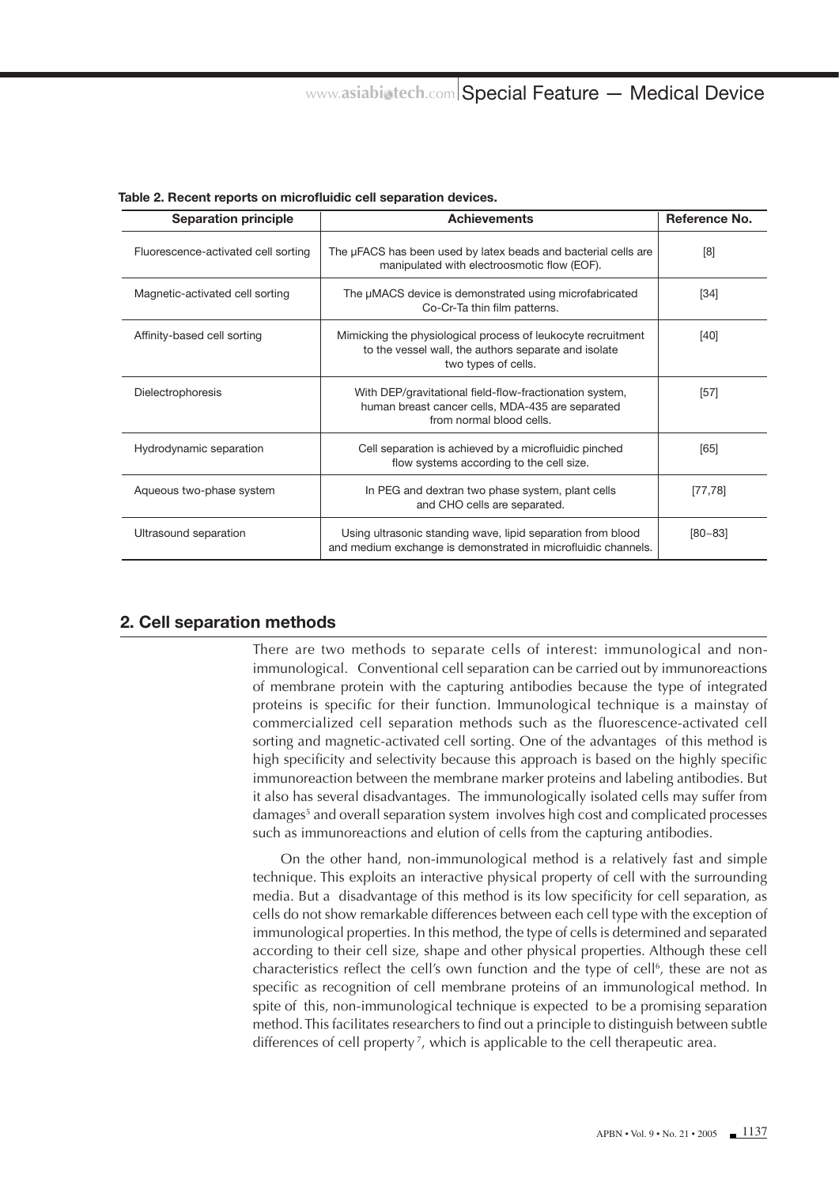**Table 2. Recent reports on microfluidic cell separation devices.**

| Separation principle | Achievements | Reference No. |
|---|---|---|
| Fluorescence-activated cell sorting | The μFACS has been used by latex beads and bacterial cells are manipulated with electroosmotic flow (EOF). | [8] |
| Magnetic-activated cell sorting | The μMACS device is demonstrated using microfabricated Co-Cr-Ta thin film patterns. | [34] |
| Affinity-based cell sorting | Mimicking the physiological process of leukocyte recruitment to the vessel wall, the authors separate and isolate two types of cells. | [40] |
| Dielectrophoresis | With DEP/gravitational field-flow-fractionation system, human breast cancer cells, MDA-435 are separated from normal blood cells. | [57] |
| Hydrodynamic separation | Cell separation is achieved by a microfluidic pinched flow systems according to the cell size. | [65] |
| Aqueous two-phase system | In PEG and dextran two phase system, plant cells and CHO cells are separated. | [77,78] |
| Ultrasound separation | Using ultrasonic standing wave, lipid separation from blood and medium exchange is demonstrated in microfluidic channels. | [80~83] |

## 2. Cell separation methods

There are two methods to separate cells of interest: immunological and non-immunological. Conventional cell separation can be carried out by immunoreactions of membrane protein with the capturing antibodies because the type of integrated proteins is specific for their function. Immunological technique is a mainstay of commercialized cell separation methods such as the fluorescence-activated cell sorting and magnetic-activated cell sorting. One of the advantages of this method is high specificity and selectivity because this approach is based on the highly specific immunoreaction between the membrane marker proteins and labeling antibodies. But it also has several disadvantages. The immunologically isolated cells may suffer from damages[5] and overall separation system involves high cost and complicated processes such as immunoreactions and elution of cells from the capturing antibodies.

On the other hand, non-immunological method is a relatively fast and simple technique. This exploits an interactive physical property of cell with the surrounding media. But a disadvantage of this method is its low specificity for cell separation, as cells do not show remarkable differences between each cell type with the exception of immunological properties. In this method, the type of cells is determined and separated according to their cell size, shape and other physical properties. Although these cell characteristics reflect the cell's own function and the type of cell[6], these are not as specific as recognition of cell membrane proteins of an immunological method. In spite of this, non-immunological technique is expected to be a promising separation method. This facilitates researchers to find out a principle to distinguish between subtle differences of cell property[7], which is applicable to the cell therapeutic area.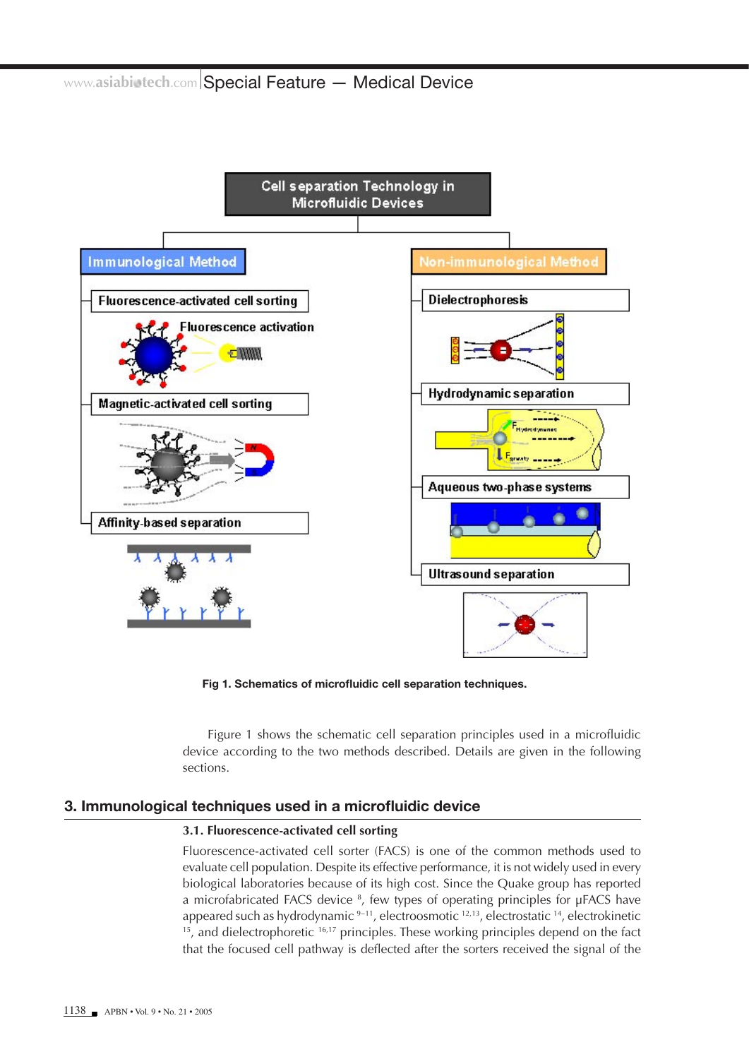Fig 1. Schematics of microfluidic cell separation techniques.

Figure 1 shows the schematic cell separation principles used in a microfluidic device according to the two methods described. Details are given in the following sections.

## 3. Immunological techniques used in a microfluidic device

### 3.1. Fluorescence-activated cell sorting

Fluorescence-activated cell sorter (FACS) is one of the common methods used to evaluate cell population. Despite its effective performance, it is not widely used in every biological laboratories because of its high cost. Since the Quake group has reported a microfabricated FACS device [8], few types of operating principles for μFACS have appeared such as hydrodynamic [9-11], electroosmotic [12,13], electrostatic [14], electrokinetic [15], and dielectrophoretic [16,17] principles. These working principles depend on the fact that the focused cell pathway is deflected after the sorters received the signal of the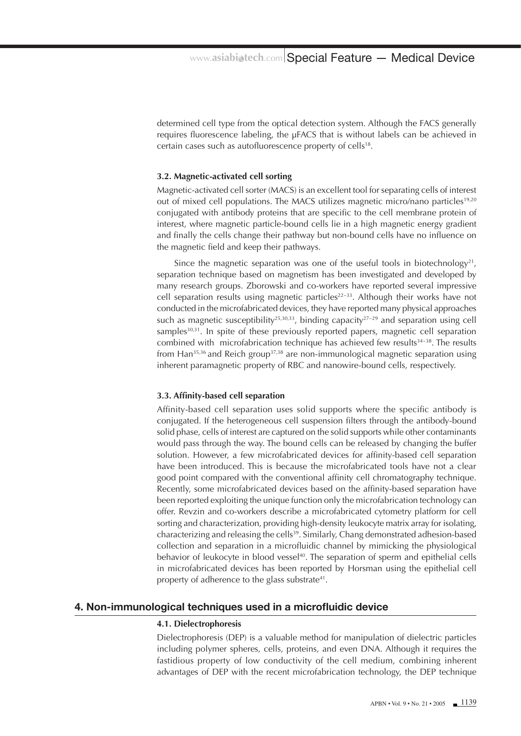determined cell type from the optical detection system. Although the FACS generally requires fluorescence labeling, the μFACS that is without labels can be achieved in certain cases such as autofluorescence property of cells[18].

### 3.2. Magnetic-activated cell sorting

Magnetic-activated cell sorter (MACS) is an excellent tool for separating cells of interest out of mixed cell populations. The MACS utilizes magnetic micro/nano particles[19,20] conjugated with antibody proteins that are specific to the cell membrane protein of interest, where magnetic particle-bound cells lie in a high magnetic energy gradient and finally the cells change their pathway but non-bound cells have no influence on the magnetic field and keep their pathways.

Since the magnetic separation was one of the useful tools in biotechnology[21], separation technique based on magnetism has been investigated and developed by many research groups. Zborowski and co-workers have reported several impressive cell separation results using magnetic particles[22–33]. Although their works have not conducted in the microfabricated devices, they have reported many physical approaches such as magnetic susceptibility[25,30,33], binding capacity[27–29] and separation using cell samples[30,31]. In spite of these previously reported papers, magnetic cell separation combined with microfabrication technique has achieved few results[34–38]. The results from Han[35,36] and Reich group[37,38] are non-immunological magnetic separation using inherent paramagnetic property of RBC and nanowire-bound cells, respectively.

### 3.3. Affinity-based cell separation

Affinity-based cell separation uses solid supports where the specific antibody is conjugated. If the heterogeneous cell suspension filters through the antibody-bound solid phase, cells of interest are captured on the solid supports while other contaminants would pass through the way. The bound cells can be released by changing the buffer solution. However, a few microfabricated devices for affinity-based cell separation have been introduced. This is because the microfabricated tools have not a clear good point compared with the conventional affinity cell chromatography technique. Recently, some microfabricated devices based on the affinity-based separation have been reported exploiting the unique function only the microfabrication technology can offer. Revzin and co-workers describe a microfabricated cytometry platform for cell sorting and characterization, providing high-density leukocyte matrix array for isolating, characterizing and releasing the cells[39]. Similarly, Chang demonstrated adhesion-based collection and separation in a microfluidic channel by mimicking the physiological behavior of leukocyte in blood vessel[40]. The separation of sperm and epithelial cells in microfabricated devices has been reported by Horsman using the epithelial cell property of adherence to the glass substrate[41].

## 4. Non-immunological techniques used in a microfluidic device

### 4.1. Dielectrophoresis

Dielectrophoresis (DEP) is a valuable method for manipulation of dielectric particles including polymer spheres, cells, proteins, and even DNA. Although it requires the fastidious property of low conductivity of the cell medium, combining inherent advantages of DEP with the recent microfabrication technology, the DEP technique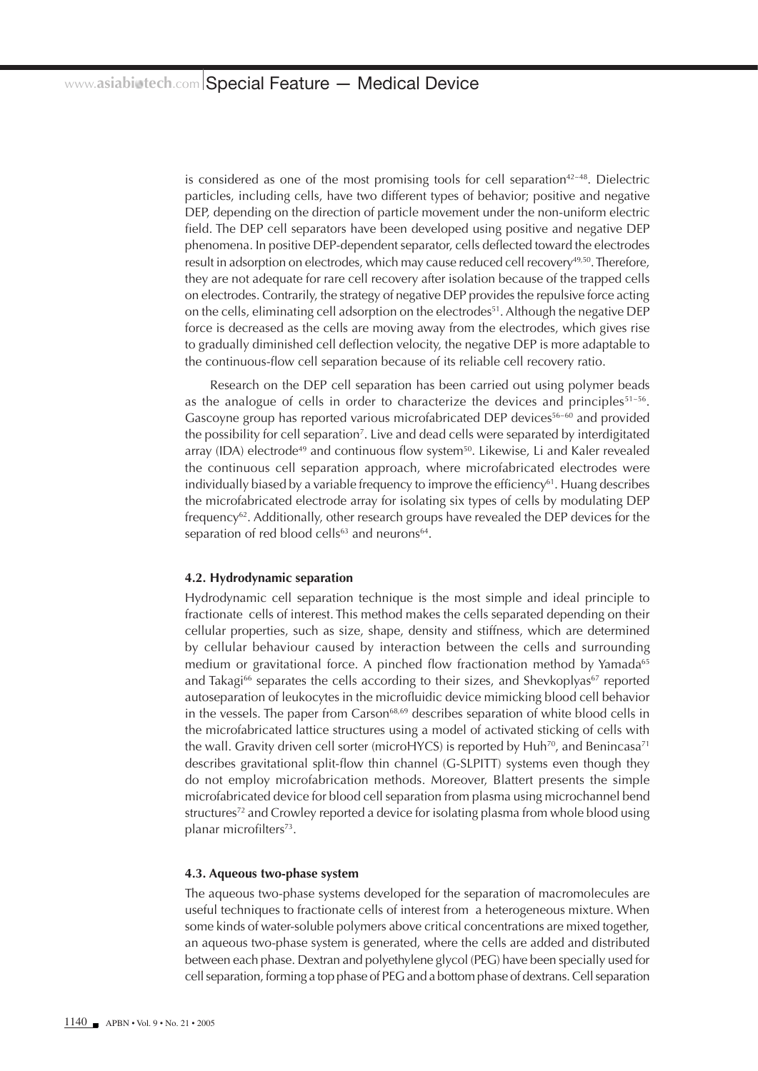is considered as one of the most promising tools for cell separation[42–48]. Dielectric particles, including cells, have two different types of behavior; positive and negative DEP, depending on the direction of particle movement under the non-uniform electric field. The DEP cell separators have been developed using positive and negative DEP phenomena. In positive DEP-dependent separator, cells deflected toward the electrodes result in adsorption on electrodes, which may cause reduced cell recovery[49,50]. Therefore, they are not adequate for rare cell recovery after isolation because of the trapped cells on electrodes. Contrarily, the strategy of negative DEP provides the repulsive force acting on the cells, eliminating cell adsorption on the electrodes[51]. Although the negative DEP force is decreased as the cells are moving away from the electrodes, which gives rise to gradually diminished cell deflection velocity, the negative DEP is more adaptable to the continuous-flow cell separation because of its reliable cell recovery ratio.

Research on the DEP cell separation has been carried out using polymer beads as the analogue of cells in order to characterize the devices and principles[51–56]. Gascoyne group has reported various microfabricated DEP devices[56–60] and provided the possibility for cell separation[7]. Live and dead cells were separated by interdigitated array (IDA) electrode[49] and continuous flow system[50]. Likewise, Li and Kaler revealed the continuous cell separation approach, where microfabricated electrodes were individually biased by a variable frequency to improve the efficiency[61]. Huang describes the microfabricated electrode array for isolating six types of cells by modulating DEP frequency[62]. Additionally, other research groups have revealed the DEP devices for the separation of red blood cells[63] and neurons[64].

#### 4.2. Hydrodynamic separation

Hydrodynamic cell separation technique is the most simple and ideal principle to fractionate cells of interest. This method makes the cells separated depending on their cellular properties, such as size, shape, density and stiffness, which are determined by cellular behaviour caused by interaction between the cells and surrounding medium or gravitational force. A pinched flow fractionation method by Yamada[65] and Takagi[66] separates the cells according to their sizes, and Shevkoplyas[67] reported autoseparation of leukocytes in the microfluidic device mimicking blood cell behavior in the vessels. The paper from Carson[68,69] describes separation of white blood cells in the microfabricated lattice structures using a model of activated sticking of cells with the wall. Gravity driven cell sorter (microHYCS) is reported by Huh[70], and Benincasa[71] describes gravitational split-flow thin channel (G-SLPITT) systems even though they do not employ microfabrication methods. Moreover, Blattert presents the simple microfabricated device for blood cell separation from plasma using microchannel bend structures[72] and Crowley reported a device for isolating plasma from whole blood using planar microfilters[73].

#### 4.3. Aqueous two-phase system

The aqueous two-phase systems developed for the separation of macromolecules are useful techniques to fractionate cells of interest from a heterogeneous mixture. When some kinds of water-soluble polymers above critical concentrations are mixed together, an aqueous two-phase system is generated, where the cells are added and distributed between each phase. Dextran and polyethylene glycol (PEG) have been specially used for cell separation, forming a top phase of PEG and a bottom phase of dextrans. Cell separation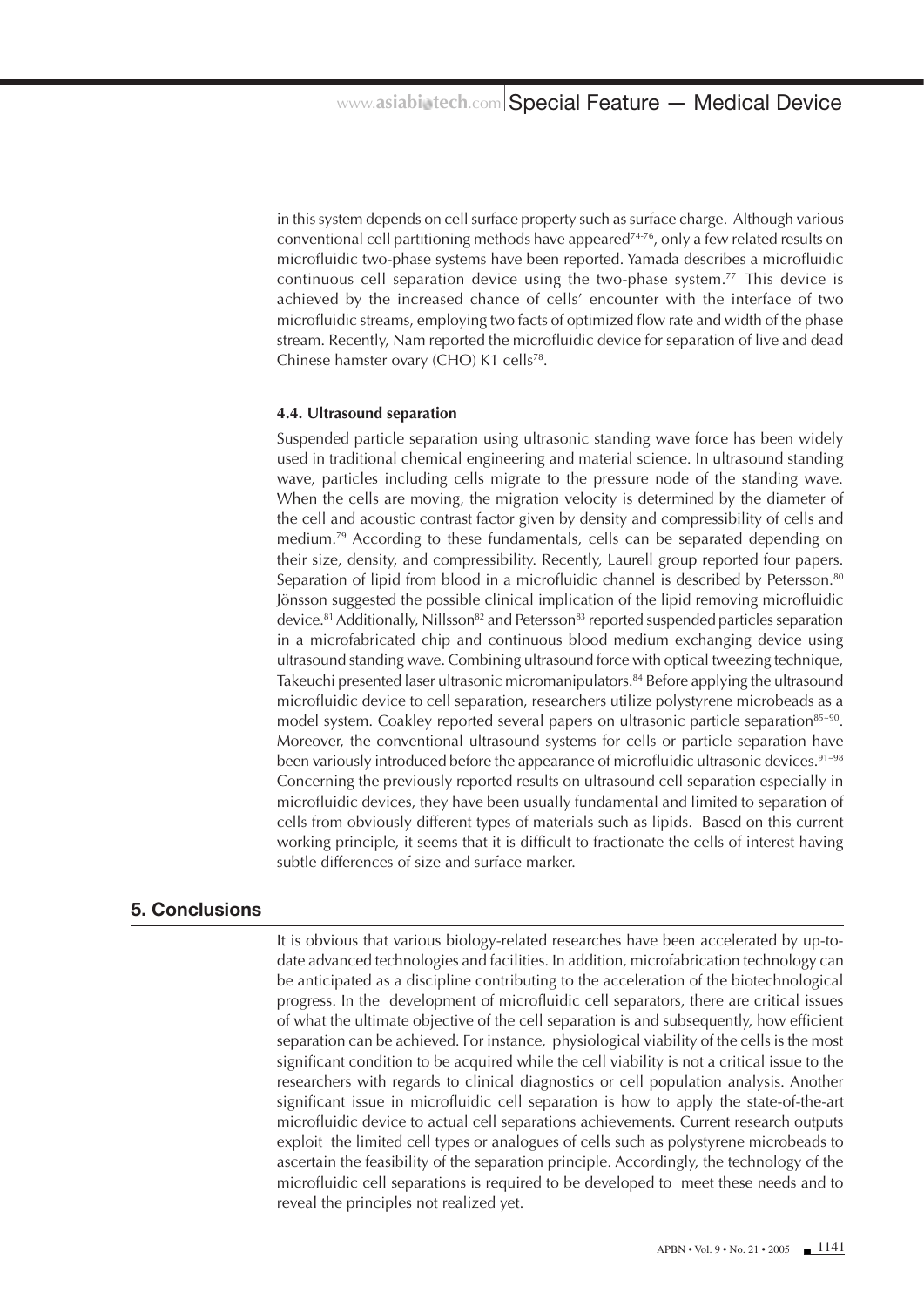in this system depends on cell surface property such as surface charge. Although various conventional cell partitioning methods have appeared[74-76], only a few related results on microfluidic two-phase systems have been reported. Yamada describes a microfluidic continuous cell separation device using the two-phase system.[77] This device is achieved by the increased chance of cells' encounter with the interface of two microfluidic streams, employing two facts of optimized flow rate and width of the phase stream. Recently, Nam reported the microfluidic device for separation of live and dead Chinese hamster ovary (CHO) K1 cells[78].

#### 4.4. Ultrasound separation

Suspended particle separation using ultrasonic standing wave force has been widely used in traditional chemical engineering and material science. In ultrasound standing wave, particles including cells migrate to the pressure node of the standing wave. When the cells are moving, the migration velocity is determined by the diameter of the cell and acoustic contrast factor given by density and compressibility of cells and medium.[79] According to these fundamentals, cells can be separated depending on their size, density, and compressibility. Recently, Laurell group reported four papers. Separation of lipid from blood in a microfluidic channel is described by Petersson.[80] Jönsson suggested the possible clinical implication of the lipid removing microfluidic device.[81] Additionally, Nillsson[82] and Petersson[83] reported suspended particles separation in a microfabricated chip and continuous blood medium exchanging device using ultrasound standing wave. Combining ultrasound force with optical tweezing technique, Takeuchi presented laser ultrasonic micromanipulators.[84] Before applying the ultrasound microfluidic device to cell separation, researchers utilize polystyrene microbeads as a model system. Coakley reported several papers on ultrasonic particle separation[85-90]. Moreover, the conventional ultrasound systems for cells or particle separation have been variously introduced before the appearance of microfluidic ultrasonic devices.[91-98] Concerning the previously reported results on ultrasound cell separation especially in microfluidic devices, they have been usually fundamental and limited to separation of cells from obviously different types of materials such as lipids. Based on this current working principle, it seems that it is difficult to fractionate the cells of interest having subtle differences of size and surface marker.

## 5. Conclusions

It is obvious that various biology-related researches have been accelerated by up-to-date advanced technologies and facilities. In addition, microfabrication technology can be anticipated as a discipline contributing to the acceleration of the biotechnological progress. In the development of microfluidic cell separators, there are critical issues of what the ultimate objective of the cell separation is and subsequently, how efficient separation can be achieved. For instance, physiological viability of the cells is the most significant condition to be acquired while the cell viability is not a critical issue to the researchers with regards to clinical diagnostics or cell population analysis. Another significant issue in microfluidic cell separation is how to apply the state-of-the-art microfluidic device to actual cell separations achievements. Current research outputs exploit the limited cell types or analogues of cells such as polystyrene microbeads to ascertain the feasibility of the separation principle. Accordingly, the technology of the microfluidic cell separations is required to be developed to meet these needs and to reveal the principles not realized yet.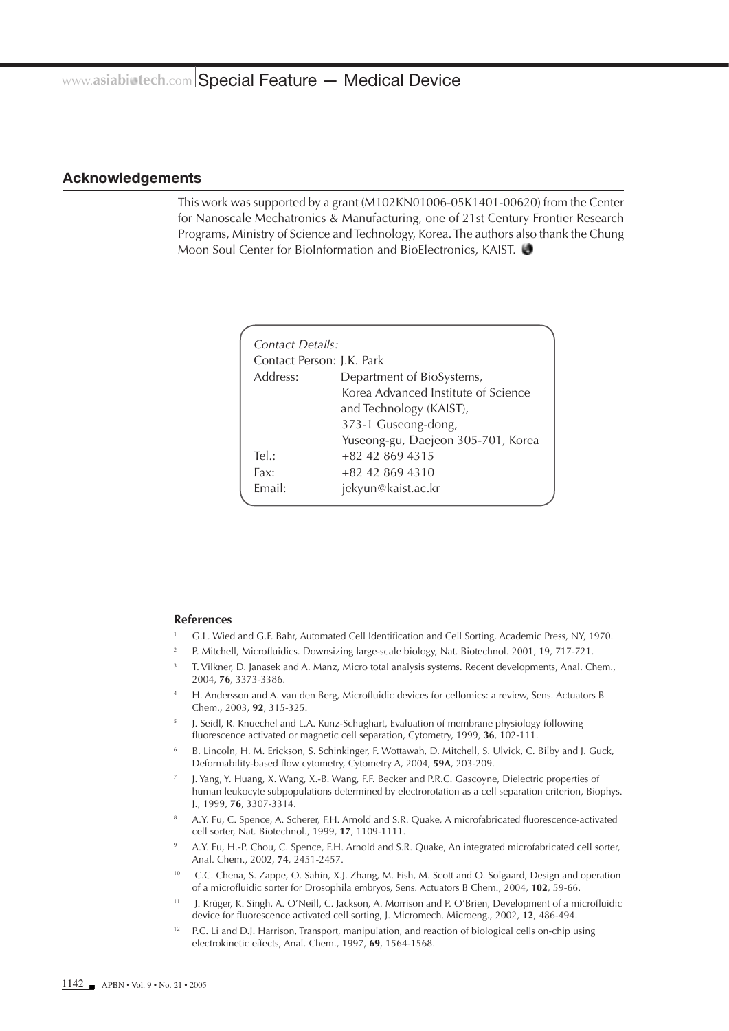## Acknowledgements

This work was supported by a grant (M102KN01006-05K1401-00620) from the Center for Nanoscale Mechatronics & Manufacturing, one of 21st Century Frontier Research Programs, Ministry of Science and Technology, Korea. The authors also thank the Chung Moon Soul Center for BioInformation and BioElectronics, KAIST.

*Contact Details:*
Contact Person: J.K. Park
Address: Department of BioSystems, Korea Advanced Institute of Science and Technology (KAIST), 373-1 Guseong-dong, Yuseong-gu, Daejeon 305-701, Korea
Tel.: +82 42 869 4315
Fax: +82 42 869 4310
Email: jekyun@kaist.ac.kr

### References

1. G.L. Wied and G.F. Bahr, Automated Cell Identification and Cell Sorting, Academic Press, NY, 1970.
2. P. Mitchell, Microfluidics. Downsizing large-scale biology, Nat. Biotechnol. 2001, 19, 717-721.
3. T. Vilkner, D. Janasek and A. Manz, Micro total analysis systems. Recent developments, Anal. Chem., 2004, **76**, 3373-3386.
4. H. Andersson and A. van den Berg, Microfluidic devices for cellomics: a review, Sens. Actuators B Chem., 2003, **92**, 315-325.
5. J. Seidl, R. Knuechel and L.A. Kunz-Schughart, Evaluation of membrane physiology following fluorescence activated or magnetic cell separation, Cytometry, 1999, **36**, 102-111.
6. B. Lincoln, H. M. Erickson, S. Schinkinger, F. Wottawah, D. Mitchell, S. Ulvick, C. Bilby and J. Guck, Deformability-based flow cytometry, Cytometry A, 2004, **59A**, 203-209.
7. J. Yang, Y. Huang, X. Wang, X.-B. Wang, F.F. Becker and P.R.C. Gascoyne, Dielectric properties of human leukocyte subpopulations determined by electrorotation as a cell separation criterion, Biophys. J., 1999, **76**, 3307-3314.
8. A.Y. Fu, C. Spence, A. Scherer, F.H. Arnold and S.R. Quake, A microfabricated fluorescence-activated cell sorter, Nat. Biotechnol., 1999, **17**, 1109-1111.
9. A.Y. Fu, H.-P. Chou, C. Spence, F.H. Arnold and S.R. Quake, An integrated microfabricated cell sorter, Anal. Chem., 2002, **74**, 2451-2457.
10. C.C. Chena, S. Zappe, O. Sahin, X.J. Zhang, M. Fish, M. Scott and O. Solgaard, Design and operation of a microfluidic sorter for Drosophila embryos, Sens. Actuators B Chem., 2004, **102**, 59-66.
11. J. Krüger, K. Singh, A. O'Neill, C. Jackson, A. Morrison and P. O'Brien, Development of a microfluidic device for fluorescence activated cell sorting, J. Micromech. Microeng., 2002, **12**, 486-494.
12. P.C. Li and D.J. Harrison, Transport, manipulation, and reaction of biological cells on-chip using electrokinetic effects, Anal. Chem., 1997, **69**, 1564-1568.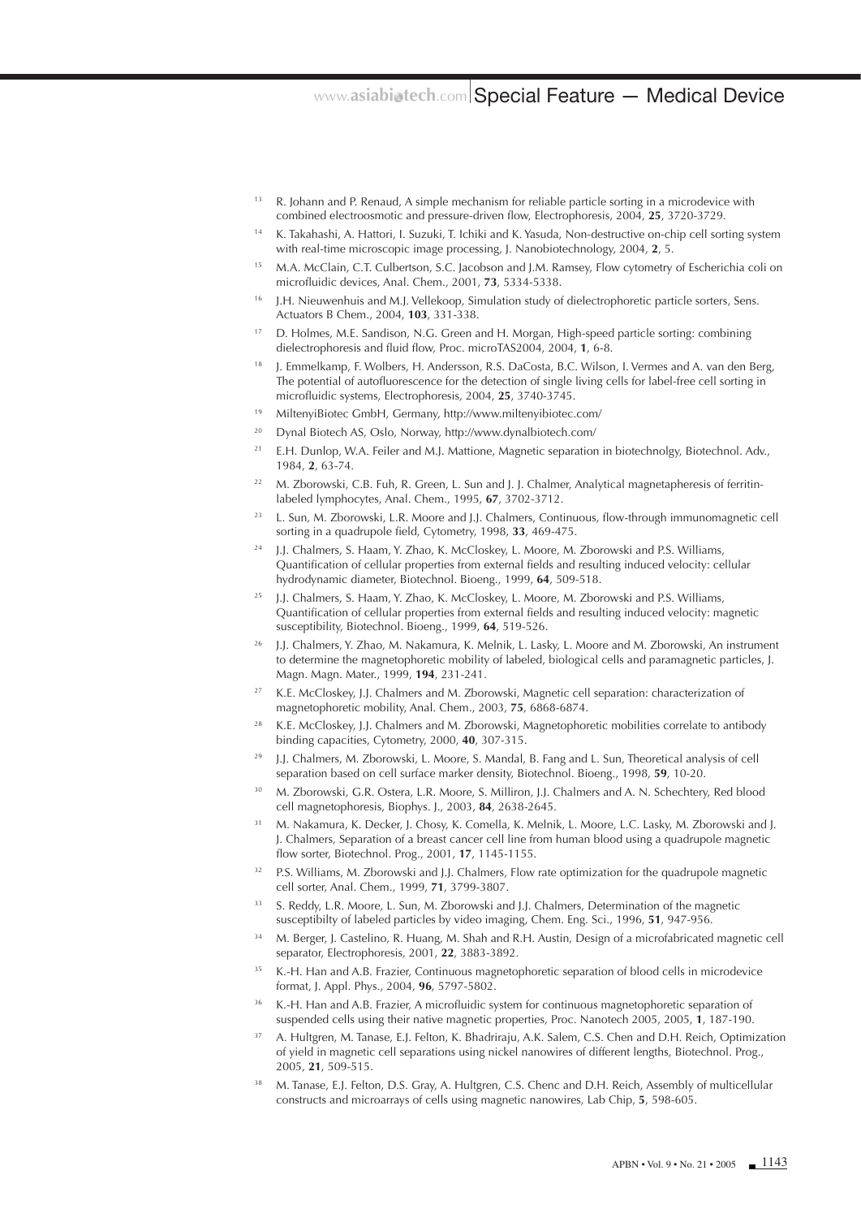13. R. Johann and P. Renaud, A simple mechanism for reliable particle sorting in a microdevice with combined electroosmotic and pressure-driven flow, Electrophoresis, 2004, **25**, 3720-3729.
14. K. Takahashi, A. Hattori, I. Suzuki, T. Ichiki and K. Yasuda, Non-destructive on-chip cell sorting system with real-time microscopic image processing, J. Nanobiotechnology, 2004, **2**, 5.
15. M.A. McClain, C.T. Culbertson, S.C. Jacobson and J.M. Ramsey, Flow cytometry of Escherichia coli on microfluidic devices, Anal. Chem., 2001, **73**, 5334-5338.
16. J.H. Nieuwenhuis and M.J. Vellekoop, Simulation study of dielectrophoretic particle sorters, Sens. Actuators B Chem., 2004, **103**, 331-338.
17. D. Holmes, M.E. Sandison, N.G. Green and H. Morgan, High-speed particle sorting: combining dielectrophoresis and fluid flow, Proc. microTAS2004, 2004, **1**, 6-8.
18. J. Emmelkamp, F. Wolbers, H. Andersson, R.S. DaCosta, B.C. Wilson, I. Vermes and A. van den Berg, The potential of autofluorescence for the detection of single living cells for label-free cell sorting in microfluidic systems, Electrophoresis, 2004, **25**, 3740-3745.
19. MiltenyiBiotec GmbH, Germany, http://www.miltenyibiotec.com/
20. Dynal Biotech AS, Oslo, Norway, http://www.dynalbiotech.com/
21. E.H. Dunlop, W.A. Feiler and M.J. Mattione, Magnetic separation in biotechnolgy, Biotechnol. Adv., 1984, **2**, 63-74.
22. M. Zborowski, C.B. Fuh, R. Green, L. Sun and J. J. Chalmer, Analytical magnetapheresis of ferritin-labeled lymphocytes, Anal. Chem., 1995, **67**, 3702-3712.
23. L. Sun, M. Zborowski, L.R. Moore and J.J. Chalmers, Continuous, flow-through immunomagnetic cell sorting in a quadrupole field, Cytometry, 1998, **33**, 469-475.
24. J.J. Chalmers, S. Haam, Y. Zhao, K. McCloskey, L. Moore, M. Zborowski and P.S. Williams, Quantification of cellular properties from external fields and resulting induced velocity: cellular hydrodynamic diameter, Biotechnol. Bioeng., 1999, **64**, 509-518.
25. J.J. Chalmers, S. Haam, Y. Zhao, K. McCloskey, L. Moore, M. Zborowski and P.S. Williams, Quantification of cellular properties from external fields and resulting induced velocity: magnetic susceptibility, Biotechnol. Bioeng., 1999, **64**, 519-526.
26. J.J. Chalmers, Y. Zhao, M. Nakamura, K. Melnik, L. Lasky, L. Moore and M. Zborowski, An instrument to determine the magnetophoretic mobility of labeled, biological cells and paramagnetic particles, J. Magn. Magn. Mater., 1999, **194**, 231-241.
27. K.E. McCloskey, J.J. Chalmers and M. Zborowski, Magnetic cell separation: characterization of magnetophoretic mobility, Anal. Chem., 2003, **75**, 6868-6874.
28. K.E. McCloskey, J.J. Chalmers and M. Zborowski, Magnetophoretic mobilities correlate to antibody binding capacities, Cytometry, 2000, **40**, 307-315.
29. J.J. Chalmers, M. Zborowski, L. Moore, S. Mandal, B. Fang and L. Sun, Theoretical analysis of cell separation based on cell surface marker density, Biotechnol. Bioeng., 1998, **59**, 10-20.
30. M. Zborowski, G.R. Ostera, L.R. Moore, S. Milliron, J.J. Chalmers and A. N. Schechtery, Red blood cell magnetophoresis, Biophys. J., 2003, **84**, 2638-2645.
31. M. Nakamura, K. Decker, J. Chosy, K. Comella, K. Melnik, L. Moore, L.C. Lasky, M. Zborowski and J. J. Chalmers, Separation of a breast cancer cell line from human blood using a quadrupole magnetic flow sorter, Biotechnol. Prog., 2001, **17**, 1145-1155.
32. P.S. Williams, M. Zborowski and J.J. Chalmers, Flow rate optimization for the quadrupole magnetic cell sorter, Anal. Chem., 1999, **71**, 3799-3807.
33. S. Reddy, L.R. Moore, L. Sun, M. Zborowski and J.J. Chalmers, Determination of the magnetic susceptibilty of labeled particles by video imaging, Chem. Eng. Sci., 1996, **51**, 947-956.
34. M. Berger, J. Castelino, R. Huang, M. Shah and R.H. Austin, Design of a microfabricated magnetic cell separator, Electrophoresis, 2001, **22**, 3883-3892.
35. K.-H. Han and A.B. Frazier, Continuous magnetophoretic separation of blood cells in microdevice format, J. Appl. Phys., 2004, **96**, 5797-5802.
36. K.-H. Han and A.B. Frazier, A microfluidic system for continuous magnetophoretic separation of suspended cells using their native magnetic properties, Proc. Nanotech 2005, 2005, **1**, 187-190.
37. A. Hultgren, M. Tanase, E.J. Felton, K. Bhadriraju, A.K. Salem, C.S. Chen and D.H. Reich, Optimization of yield in magnetic cell separations using nickel nanowires of different lengths, Biotechnol. Prog., 2005, **21**, 509-515.
38. M. Tanase, E.J. Felton, D.S. Gray, A. Hultgren, C.S. Chenc and D.H. Reich, Assembly of multicellular constructs and microarrays of cells using magnetic nanowires, Lab Chip, **5**, 598-605.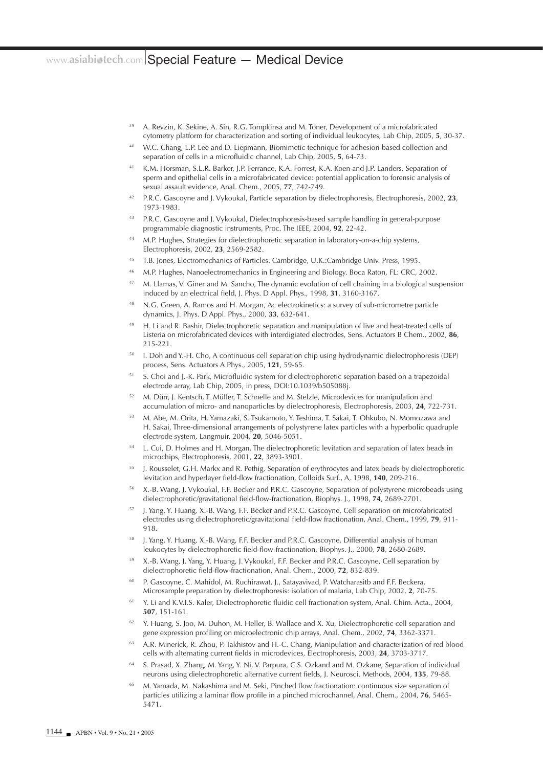39. A. Revzin, K. Sekine, A. Sin, R.G. Tompkinsa and M. Toner, Development of a microfabricated cytometry platform for characterization and sorting of individual leukocytes, Lab Chip, 2005, **5**, 30-37.
40. W.C. Chang, L.P. Lee and D. Liepmann, Biomimetic technique for adhesion-based collection and separation of cells in a microfluidic channel, Lab Chip, 2005, **5**, 64-73.
41. K.M. Horsman, S.L.R. Barker, J.P. Ferrance, K.A. Forrest, K.A. Koen and J.P. Landers, Separation of sperm and epithelial cells in a microfabricated device: potential application to forensic analysis of sexual assault evidence, Anal. Chem., 2005, **77**, 742-749.
42. P.R.C. Gascoyne and J. Vykoukal, Particle separation by dielectrophoresis, Electrophoresis, 2002, **23**, 1973-1983.
43. P.R.C. Gascoyne and J. Vykoukal, Dielectrophoresis-based sample handling in general-purpose programmable diagnostic instruments, Proc. The IEEE, 2004, **92**, 22-42.
44. M.P. Hughes, Strategies for dielectrophoretic separation in laboratory-on-a-chip systems, Electrophoresis, 2002, **23**, 2569-2582.
45. T.B. Jones, Electromechanics of Particles. Cambridge, U.K.:Cambridge Univ. Press, 1995.
46. M.P. Hughes, Nanoelectromechanics in Engineering and Biology. Boca Raton, FL: CRC, 2002.
47. M. Llamas, V. Giner and M. Sancho, The dynamic evolution of cell chaining in a biological suspension induced by an electrical field, J. Phys. D Appl. Phys., 1998, **31**, 3160-3167.
48. N.G. Green, A. Ramos and H. Morgan, Ac electrokinetics: a survey of sub-micrometre particle dynamics, J. Phys. D Appl. Phys., 2000, **33**, 632-641.
49. H. Li and R. Bashir, Dielectrophoretic separation and manipulation of live and heat-treated cells of Listeria on microfabricated devices with interdigiated electrodes, Sens. Actuators B Chem., 2002, **86**, 215-221.
50. I. Doh and Y.-H. Cho, A continuous cell separation chip using hydrodynamic dielectrophoresis (DEP) process, Sens. Actuators A Phys., 2005, **121**, 59-65.
51. S. Choi and J.-K. Park, Microfluidic system for dielectrophoretic separation based on a trapezoidal electrode array, Lab Chip, 2005, in press, DOI:10.1039/b505088j.
52. M. Dürr, J. Kentsch, T. Müller, T. Schnelle and M. Stelzle, Microdevices for manipulation and accumulation of micro- and nanoparticles by dielectrophoresis, Electrophoresis, 2003, **24**, 722-731.
53. M. Abe, M. Orita, H. Yamazaki, S. Tsukamoto, Y. Teshima, T. Sakai, T. Ohkubo, N. Momozawa and H. Sakai, Three-dimensional arrangements of polystyrene latex particles with a hyperbolic quadruple electrode system, Langmuir, 2004, **20**, 5046-5051.
54. L. Cui, D. Holmes and H. Morgan, The dielectrophoretic levitation and separation of latex beads in microchips, Electrophoresis, 2001, **22**, 3893-3901.
55. J. Rousselet, G.H. Markx and R. Pethig, Separation of erythrocytes and latex beads by dielectrophoretic levitation and hyperlayer field-flow fractionation, Colloids Surf., A, 1998, **140**, 209-216.
56. X.-B. Wang, J. Vykoukal, F.F. Becker and P.R.C. Gascoyne, Separation of polystyrene microbeads using dielectrophoretic/gravitational field-flow-fractionation, Biophys. J., 1998, **74**, 2689-2701.
57. J. Yang, Y. Huang, X.-B. Wang, F.F. Becker and P.R.C. Gascoyne, Cell separation on microfabricated electrodes using dielectrophoretic/gravitational field-flow fractionation, Anal. Chem., 1999, **79**, 911-918.
58. J. Yang, Y. Huang, X.-B. Wang, F.F. Becker and P.R.C. Gascoyne, Differential analysis of human leukocytes by dielectrophoretic field-flow-fractionation, Biophys. J., 2000, **78**, 2680-2689.
59. X.-B. Wang, J. Yang, Y. Huang, J. Vykoukal, F.F. Becker and P.R.C. Gascoyne, Cell separation by dielectrophoretic field-flow-fractionation, Anal. Chem., 2000, **72**, 832-839.
60. P. Gascoyne, C. Mahidol, M. Ruchirawat, J., Satayavivad, P. Watcharasitb and F.F. Beckera, Microsample preparation by dielectrophoresis: isolation of malaria, Lab Chip, 2002, **2**, 70-75.
61. Y. Li and K.V.I.S. Kaler, Dielectrophoretic fluidic cell fractionation system, Anal. Chim. Acta., 2004, **507**, 151-161.
62. Y. Huang, S. Joo, M. Duhon, M. Heller, B. Wallace and X. Xu, Dielectrophoretic cell separation and gene expression profiling on microelectronic chip arrays, Anal. Chem., 2002, **74**, 3362-3371.
63. A.R. Minerick, R. Zhou, P. Takhistov and H.-C. Chang, Manipulation and characterization of red blood cells with alternating current fields in microdevices, Electrophoresis, 2003, **24**, 3703-3717.
64. S. Prasad, X. Zhang, M. Yang, Y. Ni, V. Parpura, C.S. Ozkand and M. Ozkane, Separation of individual neurons using dielectrophoretic alternative current fields, J. Neurosci. Methods, 2004, **135**, 79-88.
65. M. Yamada, M. Nakashima and M. Seki, Pinched flow fractionation: continuous size separation of particles utilizing a laminar flow profile in a pinched microchannel, Anal. Chem., 2004, **76**, 5465-5471.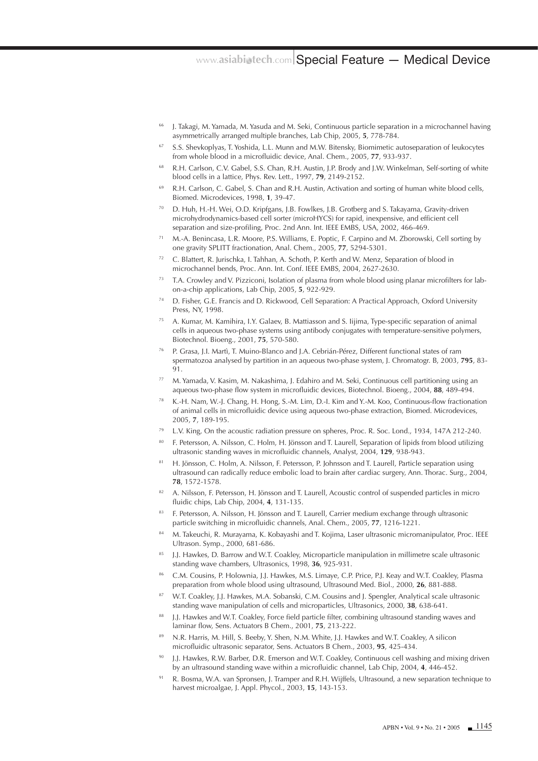[66] J. Takagi, M. Yamada, M. Yasuda and M. Seki, Continuous particle separation in a microchannel having asymmetrically arranged multiple branches, Lab Chip, 2005, **5**, 778-784.

[67] S.S. Shevkoplyas, T. Yoshida, L.L. Munn and M.W. Bitensky, Biomimetic autoseparation of leukocytes from whole blood in a microfluidic device, Anal. Chem., 2005, **77**, 933-937.

[68] R.H. Carlson, C.V. Gabel, S.S. Chan, R.H. Austin, J.P. Brody and J.W. Winkelman, Self-sorting of white blood cells in a lattice, Phys. Rev. Lett., 1997, **79**, 2149-2152.

[69] R.H. Carlson, C. Gabel, S. Chan and R.H. Austin, Activation and sorting of human white blood cells, Biomed. Microdevices, 1998, **1**, 39-47.

[70] D. Huh, H.-H. Wei, O.D. Kripfgans, J.B. Fowlkes, J.B. Grotberg and S. Takayama, Gravity-driven microhydrodynamics-based cell sorter (microHYCS) for rapid, inexpensive, and efficient cell separation and size-profiling, Proc. 2nd Ann. Int. IEEE EMBS, USA, 2002, 466-469.

[71] M.-A. Benincasa, L.R. Moore, P.S. Williams, E. Poptic, F. Carpino and M. Zborowski, Cell sorting by one gravity SPLITT fractionation, Anal. Chem., 2005, **77**, 5294-5301.

[72] C. Blattert, R. Jurischka, I. Tahhan, A. Schoth, P. Kerth and W. Menz, Separation of blood in microchannel bends, Proc. Ann. Int. Conf. IEEE EMBS, 2004, 2627-2630.

[73] T.A. Crowley and V. Pizziconi, Isolation of plasma from whole blood using planar microfilters for lab-on-a-chip applications, Lab Chip, 2005, **5**, 922-929.

[74] D. Fisher, G.E. Francis and D. Rickwood, Cell Separation: A Practical Approach, Oxford University Press, NY, 1998.

[75] A. Kumar, M. Kamihira, I.Y. Galaev, B. Mattiasson and S. Iijima, Type-specific separation of animal cells in aqueous two-phase systems using antibody conjugates with temperature-sensitive polymers, Biotechnol. Bioeng., 2001, **75**, 570-580.

[76] P. Grasa, J.I. Martì, T. Muino-Blanco and J.A. Cebrián-Pérez, Different functional states of ram spermatozoa analysed by partition in an aqueous two-phase system, J. Chromatogr. B, 2003, **795**, 83-91.

[77] M. Yamada, V. Kasim, M. Nakashima, J. Edahiro and M. Seki, Continuous cell partitioning using an aqueous two-phase flow system in microfluidic devices, Biotechnol. Bioeng., 2004, **88**, 489-494.

[78] K.-H. Nam, W.-J. Chang, H. Hong, S.-M. Lim, D.-I. Kim and Y.-M. Koo, Continuous-flow fractionation of animal cells in microfluidic device using aqueous two-phase extraction, Biomed. Microdevices, 2005, **7**, 189-195.

[79] L.V. King, On the acoustic radiation pressure on spheres, Proc. R. Soc. Lond., 1934, 147A 212-240.

[80] F. Petersson, A. Nilsson, C. Holm, H. Jönsson and T. Laurell, Separation of lipids from blood utilizing ultrasonic standing waves in microfluidic channels, Analyst, 2004, **129**, 938-943.

[81] H. Jönsson, C. Holm, A. Nilsson, F. Petersson, P. Johnsson and T. Laurell, Particle separation using ultrasound can radically reduce embolic load to brain after cardiac surgery, Ann. Thorac. Surg., 2004, **78**, 1572-1578.

[82] A. Nilsson, F. Petersson, H. Jönsson and T. Laurell, Acoustic control of suspended particles in micro fluidic chips, Lab Chip, 2004, **4**, 131-135.

[83] F. Petersson, A. Nilsson, H. Jönsson and T. Laurell, Carrier medium exchange through ultrasonic particle switching in microfluidic channels, Anal. Chem., 2005, **77**, 1216-1221.

[84] M. Takeuchi, R. Murayama, K. Kobayashi and T. Kojima, Laser ultrasonic micromanipulator, Proc. IEEE Ultrason. Symp., 2000, 681-686.

[85] J.J. Hawkes, D. Barrow and W.T. Coakley, Microparticle manipulation in millimetre scale ultrasonic standing wave chambers, Ultrasonics, 1998, **36**, 925-931.

[86] C.M. Cousins, P. Holownia, J.J. Hawkes, M.S. Limaye, C.P. Price, P.J. Keay and W.T. Coakley, Plasma preparation from whole blood using ultrasound, Ultrasound Med. Biol., 2000, **26**, 881-888.

[87] W.T. Coakley, J.J. Hawkes, M.A. Sobanski, C.M. Cousins and J. Spengler, Analytical scale ultrasonic standing wave manipulation of cells and microparticles, Ultrasonics, 2000, **38**, 638-641.

[88] J.J. Hawkes and W.T. Coakley, Force field particle filter, combining ultrasound standing waves and laminar flow, Sens. Actuators B Chem., 2001, **75**, 213-222.

[89] N.R. Harris, M. Hill, S. Beeby, Y. Shen, N.M. White, J.J. Hawkes and W.T. Coakley, A silicon microfluidic ultrasonic separator, Sens. Actuators B Chem., 2003, **95**, 425-434.

[90] J.J. Hawkes, R.W. Barber, D.R. Emerson and W.T. Coakley, Continuous cell washing and mixing driven by an ultrasound standing wave within a microfluidic channel, Lab Chip, 2004, **4**, 446-452.

[91] R. Bosma, W.A. van Spronsen, J. Tramper and R.H. Wijffels, Ultrasound, a new separation technique to harvest microalgae, J. Appl. Phycol., 2003, **15**, 143-153.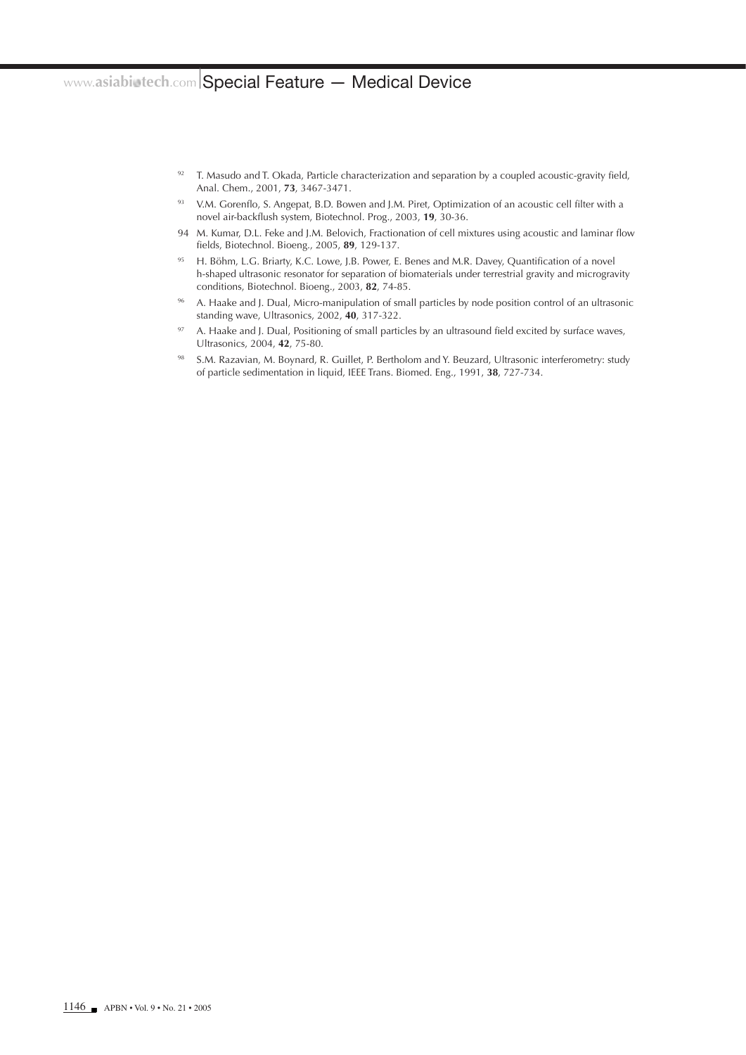92 T. Masudo and T. Okada, Particle characterization and separation by a coupled acoustic-gravity field, Anal. Chem., 2001, **73**, 3467-3471.

93 V.M. Gorenflo, S. Angepat, B.D. Bowen and J.M. Piret, Optimization of an acoustic cell filter with a novel air-backflush system, Biotechnol. Prog., 2003, **19**, 30-36.

94 M. Kumar, D.L. Feke and J.M. Belovich, Fractionation of cell mixtures using acoustic and laminar flow fields, Biotechnol. Bioeng., 2005, **89**, 129-137.

95 H. Böhm, L.G. Briarty, K.C. Lowe, J.B. Power, E. Benes and M.R. Davey, Quantification of a novel h-shaped ultrasonic resonator for separation of biomaterials under terrestrial gravity and microgravity conditions, Biotechnol. Bioeng., 2003, **82**, 74-85.

96 A. Haake and J. Dual, Micro-manipulation of small particles by node position control of an ultrasonic standing wave, Ultrasonics, 2002, **40**, 317-322.

97 A. Haake and J. Dual, Positioning of small particles by an ultrasound field excited by surface waves, Ultrasonics, 2004, **42**, 75-80.

98 S.M. Razavian, M. Boynard, R. Guillet, P. Bertholom and Y. Beuzard, Ultrasonic interferometry: study of particle sedimentation in liquid, IEEE Trans. Biomed. Eng., 1991, **38**, 727-734.